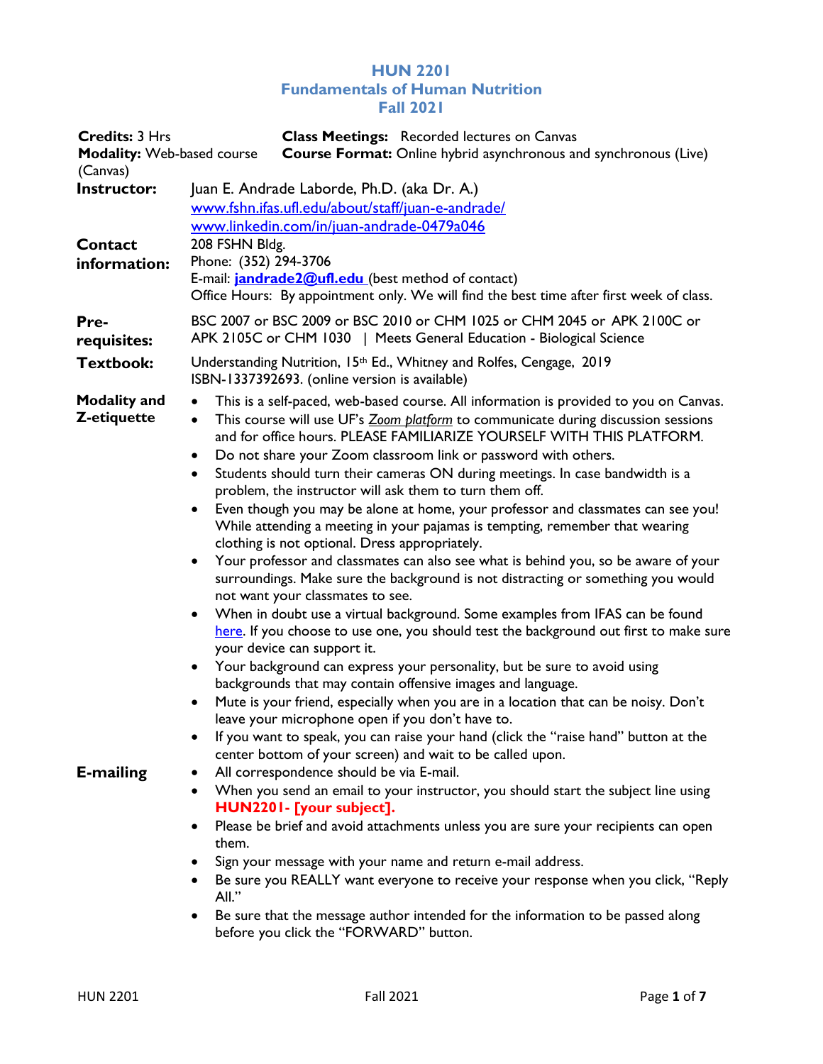# HUN 2201
## Fundamentals of Human Nutrition
## Fall 2021

**Credits:** 3 Hrs
**Modality:** Web-based course (Canvas)
**Class Meetings:** Recorded lectures on Canvas
**Course Format:** Online hybrid asynchronous and synchronous (Live)

**Instructor:** Juan E. Andrade Laborde, Ph.D. (aka Dr. A.)
[www.fshn.ifas.ufl.edu/about/staff/juan-e-andrade/](www.fshn.ifas.ufl.edu/about/staff/juan-e-andrade/)
[www.linkedin.com/in/juan-andrade-0479a046](www.linkedin.com/in/juan-andrade-0479a046)

**Contact information:** 208 FSHN Bldg.
Phone: (352) 294-3706
E-mail: **jandrade2@ufl.edu** (best method of contact)
Office Hours: By appointment only. We will find the best time after first week of class.

**Pre-requisites:** BSC 2007 or BSC 2009 or BSC 2010 or CHM 1025 or CHM 2045 or APK 2100C or APK 2105C or CHM 1030 | Meets General Education - Biological Science

**Textbook:** Understanding Nutrition, 15th Ed., Whitney and Rolfes, Cengage, 2019 ISBN-1337392693. (online version is available)

**Modality and Z-etiquette**

- This is a self-paced, web-based course. All information is provided to you on Canvas.
- This course will use UF's *Zoom platform* to communicate during discussion sessions and for office hours. PLEASE FAMILIARIZE YOURSELF WITH THIS PLATFORM.
- Do not share your Zoom classroom link or password with others.
- Students should turn their cameras ON during meetings. In case bandwidth is a problem, the instructor will ask them to turn them off.
- Even though you may be alone at home, your professor and classmates can see you! While attending a meeting in your pajamas is tempting, remember that wearing clothing is not optional. Dress appropriately.
- Your professor and classmates can also see what is behind you, so be aware of your surroundings. Make sure the background is not distracting or something you would not want your classmates to see.
- When in doubt use a virtual background. Some examples from IFAS can be found here. If you choose to use one, you should test the background out first to make sure your device can support it.
- Your background can express your personality, but be sure to avoid using backgrounds that may contain offensive images and language.
- Mute is your friend, especially when you are in a location that can be noisy. Don't leave your microphone open if you don't have to.
- If you want to speak, you can raise your hand (click the "raise hand" button at the center bottom of your screen) and wait to be called upon.

**E-mailing**

- All correspondence should be via E-mail.
- When you send an email to your instructor, you should start the subject line using **HUN2201- [your subject].**
- Please be brief and avoid attachments unless you are sure your recipients can open them.
- Sign your message with your name and return e-mail address.
- Be sure you REALLY want everyone to receive your response when you click, "Reply All."
- Be sure that the message author intended for the information to be passed along before you click the "FORWARD" button.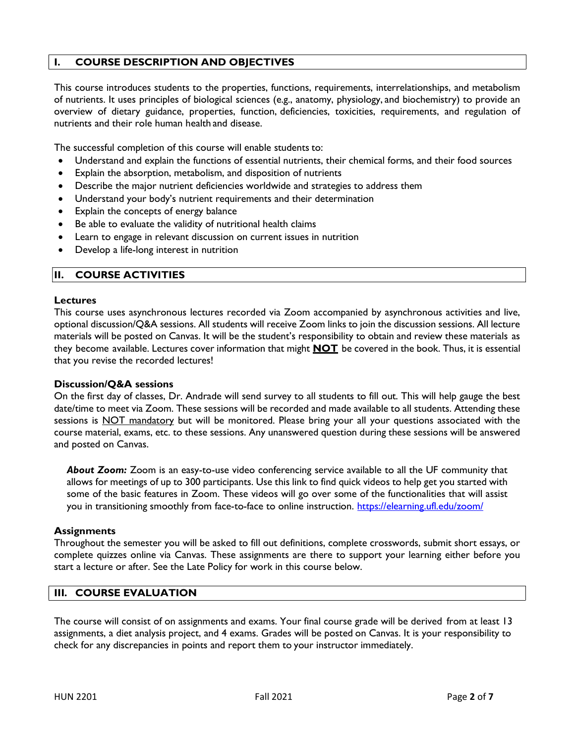## I. COURSE DESCRIPTION AND OBJECTIVES

This course introduces students to the properties, functions, requirements, interrelationships, and metabolism of nutrients. It uses principles of biological sciences (e.g., anatomy, physiology, and biochemistry) to provide an overview of dietary guidance, properties, function, deficiencies, toxicities, requirements, and regulation of nutrients and their role human health and disease.

The successful completion of this course will enable students to:

- Understand and explain the functions of essential nutrients, their chemical forms, and their food sources
- Explain the absorption, metabolism, and disposition of nutrients
- Describe the major nutrient deficiencies worldwide and strategies to address them
- Understand your body's nutrient requirements and their determination
- Explain the concepts of energy balance
- Be able to evaluate the validity of nutritional health claims
- Learn to engage in relevant discussion on current issues in nutrition
- Develop a life-long interest in nutrition

## II. COURSE ACTIVITIES

### Lectures

This course uses asynchronous lectures recorded via Zoom accompanied by asynchronous activities and live, optional discussion/Q&A sessions. All students will receive Zoom links to join the discussion sessions. All lecture materials will be posted on Canvas. It will be the student's responsibility to obtain and review these materials as they become available. Lectures cover information that might **NOT** be covered in the book. Thus, it is essential that you revise the recorded lectures!

### Discussion/Q&A sessions

On the first day of classes, Dr. Andrade will send survey to all students to fill out. This will help gauge the best date/time to meet via Zoom. These sessions will be recorded and made available to all students. Attending these sessions is NOT mandatory but will be monitored. Please bring your all your questions associated with the course material, exams, etc. to these sessions. Any unanswered question during these sessions will be answered and posted on Canvas.

> ***About Zoom:*** Zoom is an easy-to-use video conferencing service available to all the UF community that allows for meetings of up to 300 participants. Use this link to find quick videos to help get you started with some of the basic features in Zoom. These videos will go over some of the functionalities that will assist you in transitioning smoothly from face-to-face to online instruction. https://elearning.ufl.edu/zoom/

### Assignments

Throughout the semester you will be asked to fill out definitions, complete crosswords, submit short essays, or complete quizzes online via Canvas. These assignments are there to support your learning either before you start a lecture or after. See the Late Policy for work in this course below.

## III. COURSE EVALUATION

The course will consist of on assignments and exams. Your final course grade will be derived from at least 13 assignments, a diet analysis project, and 4 exams. Grades will be posted on Canvas. It is your responsibility to check for any discrepancies in points and report them to your instructor immediately.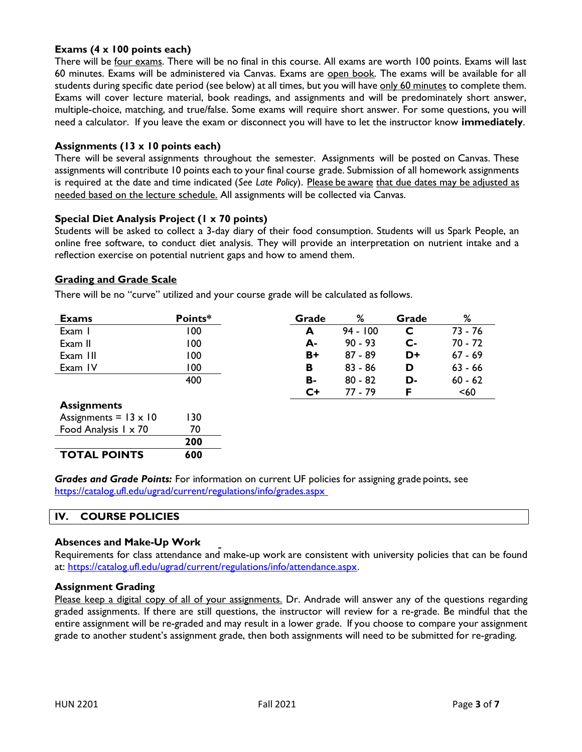### Exams (4 x 100 points each)

There will be four exams. There will be no final in this course. All exams are worth 100 points. Exams will last 60 minutes. Exams will be administered via Canvas. Exams are open book. The exams will be available for all students during specific date period (see below) at all times, but you will have only 60 minutes to complete them. Exams will cover lecture material, book readings, and assignments and will be predominately short answer, multiple-choice, matching, and true/false. Some exams will require short answer. For some questions, you will need a calculator. If you leave the exam or disconnect you will have to let the instructor know **immediately**.

### Assignments (13 x 10 points each)

There will be several assignments throughout the semester. Assignments will be posted on Canvas. These assignments will contribute 10 points each to your final course grade. Submission of all homework assignments is required at the date and time indicated (*See Late Policy*). Please be aware that due dates may be adjusted as needed based on the lecture schedule. All assignments will be collected via Canvas.

### Special Diet Analysis Project (1 x 70 points)

Students will be asked to collect a 3-day diary of their food consumption. Students will us Spark People, an online free software, to conduct diet analysis. They will provide an interpretation on nutrient intake and a reflection exercise on potential nutrient gaps and how to amend them.

### Grading and Grade Scale

There will be no "curve" utilized and your course grade will be calculated as follows.

| Exams | Points* |
|---|---|
| Exam I | 100 |
| Exam II | 100 |
| Exam III | 100 |
| Exam IV | 100 |
| | 400 |
| **Assignments** | |
| Assignments = 13 x 10 | 130 |
| Food Analysis 1 x 70 | 70 |
| | **200** |
| **TOTAL POINTS** | **600** |

| Grade | % | Grade | % |
|---|---|---|---|
| **A** | 94 - 100 | **C** | 73 - 76 |
| **A-** | 90 - 93 | **C-** | 70 - 72 |
| **B+** | 87 - 89 | **D+** | 67 - 69 |
| **B** | 83 - 86 | **D** | 63 - 66 |
| **B-** | 80 - 82 | **D-** | 60 - 62 |
| **C+** | 77 - 79 | **F** | <60 |

***Grades and Grade Points:*** For information on current UF policies for assigning grade points, see https://catalog.ufl.edu/ugrad/current/regulations/info/grades.aspx

## IV. COURSE POLICIES

### Absences and Make-Up Work

Requirements for class attendance and make-up work are consistent with university policies that can be found at: https://catalog.ufl.edu/ugrad/current/regulations/info/attendance.aspx.

### Assignment Grading

Please keep a digital copy of all of your assignments. Dr. Andrade will answer any of the questions regarding graded assignments. If there are still questions, the instructor will review for a re-grade. Be mindful that the entire assignment will be re-graded and may result in a lower grade. If you choose to compare your assignment grade to another student's assignment grade, then both assignments will need to be submitted for re-grading.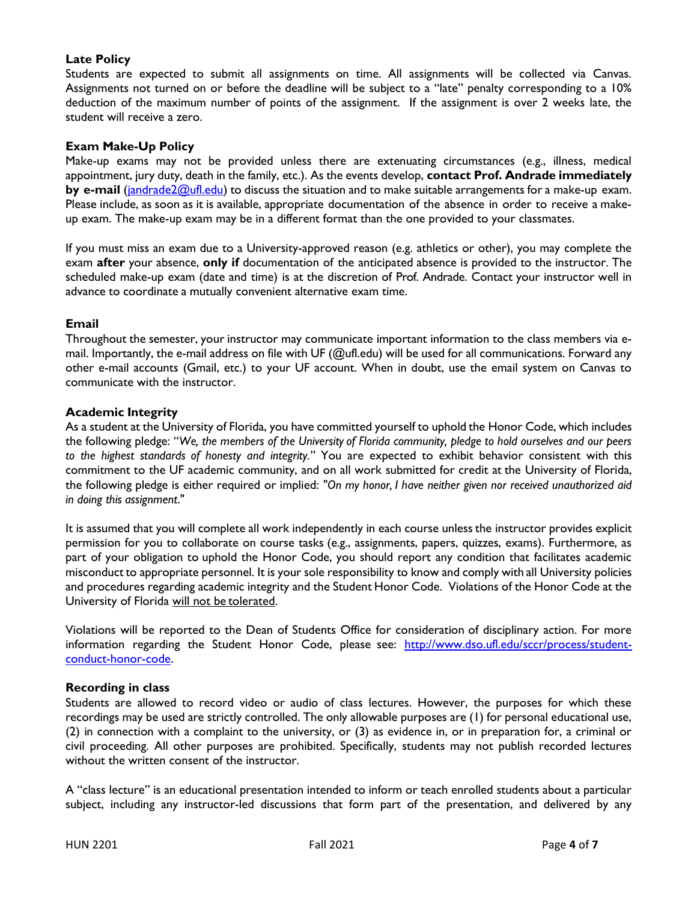### Late Policy

Students are expected to submit all assignments on time. All assignments will be collected via Canvas. Assignments not turned on or before the deadline will be subject to a "late" penalty corresponding to a 10% deduction of the maximum number of points of the assignment. If the assignment is over 2 weeks late, the student will receive a zero.

### Exam Make-Up Policy

Make-up exams may not be provided unless there are extenuating circumstances (e.g., illness, medical appointment, jury duty, death in the family, etc.). As the events develop, **contact Prof. Andrade immediately by e-mail** (jandrade2@ufl.edu) to discuss the situation and to make suitable arrangements for a make-up exam. Please include, as soon as it is available, appropriate documentation of the absence in order to receive a make-up exam. The make-up exam may be in a different format than the one provided to your classmates.

If you must miss an exam due to a University-approved reason (e.g. athletics or other), you may complete the exam **after** your absence, **only if** documentation of the anticipated absence is provided to the instructor. The scheduled make-up exam (date and time) is at the discretion of Prof. Andrade. Contact your instructor well in advance to coordinate a mutually convenient alternative exam time.

### Email

Throughout the semester, your instructor may communicate important information to the class members via e-mail. Importantly, the e-mail address on file with UF (@ufl.edu) will be used for all communications. Forward any other e-mail accounts (Gmail, etc.) to your UF account. When in doubt, use the email system on Canvas to communicate with the instructor.

### Academic Integrity

As a student at the University of Florida, you have committed yourself to uphold the Honor Code, which includes the following pledge: "*We, the members of the University of Florida community, pledge to hold ourselves and our peers to the highest standards of honesty and integrity.*" You are expected to exhibit behavior consistent with this commitment to the UF academic community, and on all work submitted for credit at the University of Florida, the following pledge is either required or implied: "*On my honor, I have neither given nor received unauthorized aid in doing this assignment*."

It is assumed that you will complete all work independently in each course unless the instructor provides explicit permission for you to collaborate on course tasks (e.g., assignments, papers, quizzes, exams). Furthermore, as part of your obligation to uphold the Honor Code, you should report any condition that facilitates academic misconduct to appropriate personnel. It is your sole responsibility to know and comply with all University policies and procedures regarding academic integrity and the Student Honor Code. Violations of the Honor Code at the University of Florida <u>will not be tolerated</u>.

Violations will be reported to the Dean of Students Office for consideration of disciplinary action. For more information regarding the Student Honor Code, please see: http://www.dso.ufl.edu/sccr/process/student-conduct-honor-code.

### Recording in class

Students are allowed to record video or audio of class lectures. However, the purposes for which these recordings may be used are strictly controlled. The only allowable purposes are (1) for personal educational use, (2) in connection with a complaint to the university, or (3) as evidence in, or in preparation for, a criminal or civil proceeding. All other purposes are prohibited. Specifically, students may not publish recorded lectures without the written consent of the instructor.

A "class lecture" is an educational presentation intended to inform or teach enrolled students about a particular subject, including any instructor-led discussions that form part of the presentation, and delivered by any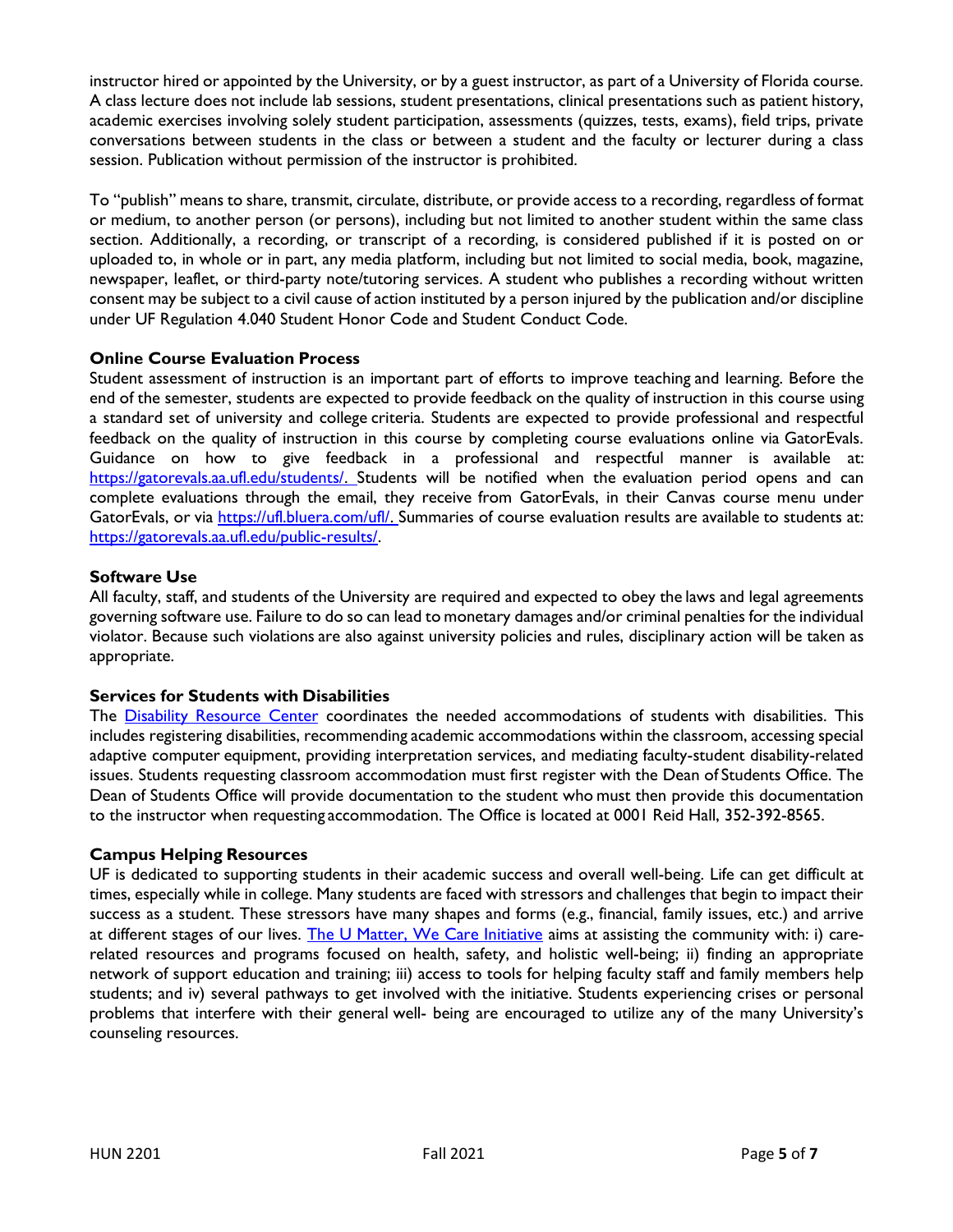instructor hired or appointed by the University, or by a guest instructor, as part of a University of Florida course. A class lecture does not include lab sessions, student presentations, clinical presentations such as patient history, academic exercises involving solely student participation, assessments (quizzes, tests, exams), field trips, private conversations between students in the class or between a student and the faculty or lecturer during a class session. Publication without permission of the instructor is prohibited.

To "publish" means to share, transmit, circulate, distribute, or provide access to a recording, regardless of format or medium, to another person (or persons), including but not limited to another student within the same class section. Additionally, a recording, or transcript of a recording, is considered published if it is posted on or uploaded to, in whole or in part, any media platform, including but not limited to social media, book, magazine, newspaper, leaflet, or third-party note/tutoring services. A student who publishes a recording without written consent may be subject to a civil cause of action instituted by a person injured by the publication and/or discipline under UF Regulation 4.040 Student Honor Code and Student Conduct Code.

**Online Course Evaluation Process**

Student assessment of instruction is an important part of efforts to improve teaching and learning. Before the end of the semester, students are expected to provide feedback on the quality of instruction in this course using a standard set of university and college criteria. Students are expected to provide professional and respectful feedback on the quality of instruction in this course by completing course evaluations online via GatorEvals. Guidance on how to give feedback in a professional and respectful manner is available at: [https://gatorevals.aa.ufl.edu/students/.](https://gatorevals.aa.ufl.edu/students/) Students will be notified when the evaluation period opens and can complete evaluations through the email, they receive from GatorEvals, in their Canvas course menu under GatorEvals, or via [https://ufl.bluera.com/ufl/.](https://ufl.bluera.com/ufl/) Summaries of course evaluation results are available to students at: [https://gatorevals.aa.ufl.edu/public-results/](https://gatorevals.aa.ufl.edu/public-results/).

**Software Use**

All faculty, staff, and students of the University are required and expected to obey the laws and legal agreements governing software use. Failure to do so can lead to monetary damages and/or criminal penalties for the individual violator. Because such violations are also against university policies and rules, disciplinary action will be taken as appropriate.

**Services for Students with Disabilities**

The [Disability Resource Center]() coordinates the needed accommodations of students with disabilities. This includes registering disabilities, recommending academic accommodations within the classroom, accessing special adaptive computer equipment, providing interpretation services, and mediating faculty-student disability-related issues. Students requesting classroom accommodation must first register with the Dean of Students Office. The Dean of Students Office will provide documentation to the student who must then provide this documentation to the instructor when requesting accommodation. The Office is located at 0001 Reid Hall, 352-392-8565.

**Campus Helping Resources**

UF is dedicated to supporting students in their academic success and overall well-being. Life can get difficult at times, especially while in college. Many students are faced with stressors and challenges that begin to impact their success as a student. These stressors have many shapes and forms (e.g., financial, family issues, etc.) and arrive at different stages of our lives. [The U Matter, We Care Initiative]() aims at assisting the community with: i) care-related resources and programs focused on health, safety, and holistic well-being; ii) finding an appropriate network of support education and training; iii) access to tools for helping faculty staff and family members help students; and iv) several pathways to get involved with the initiative. Students experiencing crises or personal problems that interfere with their general well- being are encouraged to utilize any of the many University's counseling resources.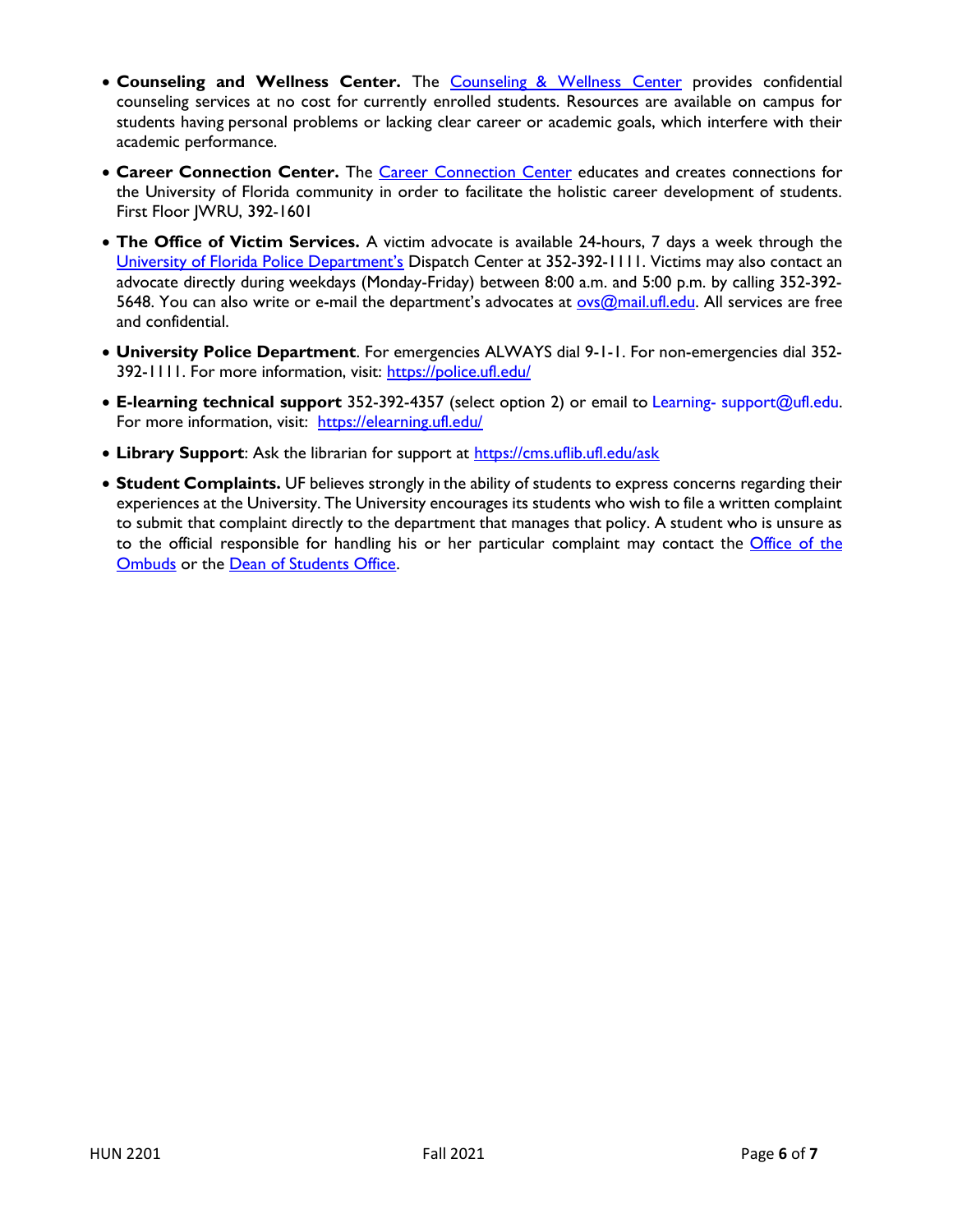- **Counseling and Wellness Center.** The Counseling & Wellness Center provides confidential counseling services at no cost for currently enrolled students. Resources are available on campus for students having personal problems or lacking clear career or academic goals, which interfere with their academic performance.
- **Career Connection Center.** The Career Connection Center educates and creates connections for the University of Florida community in order to facilitate the holistic career development of students. First Floor JWRU, 392-1601
- **The Office of Victim Services.** A victim advocate is available 24-hours, 7 days a week through the University of Florida Police Department's Dispatch Center at 352-392-1111. Victims may also contact an advocate directly during weekdays (Monday-Friday) between 8:00 a.m. and 5:00 p.m. by calling 352-392-5648. You can also write or e-mail the department's advocates at ovs@mail.ufl.edu. All services are free and confidential.
- **University Police Department**. For emergencies ALWAYS dial 9-1-1. For non-emergencies dial 352-392-1111. For more information, visit: https://police.ufl.edu/
- **E-learning technical support** 352-392-4357 (select option 2) or email to Learning- support@ufl.edu. For more information, visit: https://elearning.ufl.edu/
- **Library Support**: Ask the librarian for support at https://cms.uflib.ufl.edu/ask
- **Student Complaints.** UF believes strongly in the ability of students to express concerns regarding their experiences at the University. The University encourages its students who wish to file a written complaint to submit that complaint directly to the department that manages that policy. A student who is unsure as to the official responsible for handling his or her particular complaint may contact the Office of the Ombuds or the Dean of Students Office.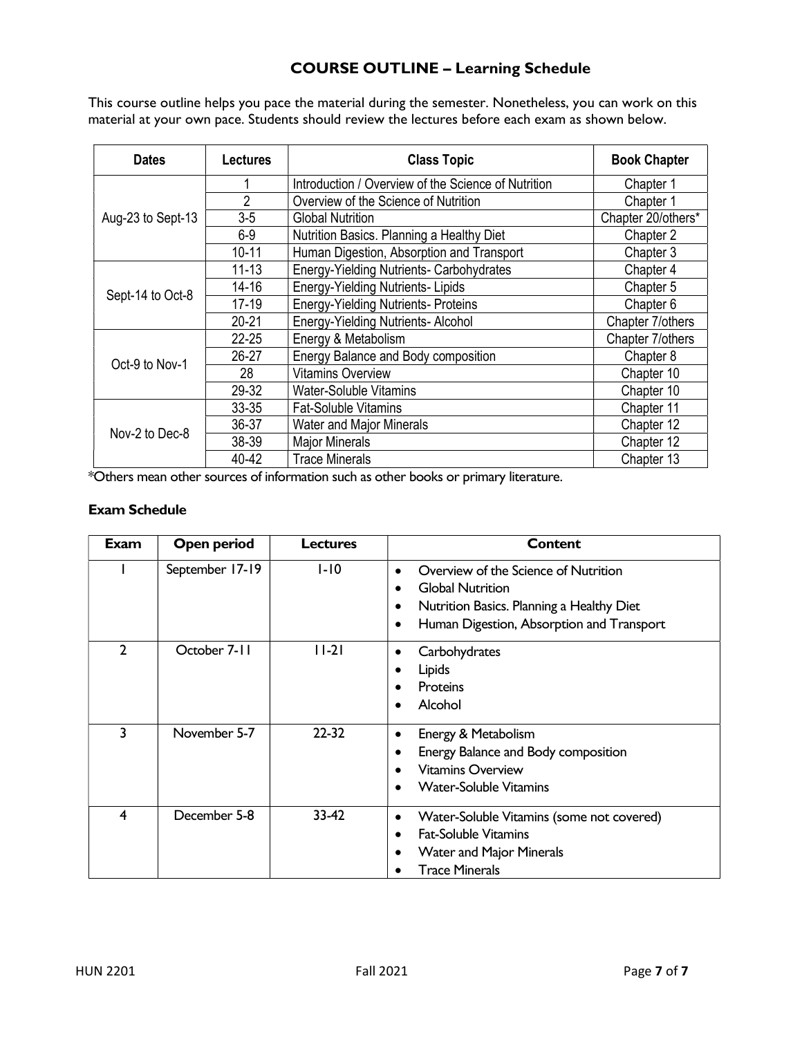# COURSE OUTLINE – Learning Schedule

This course outline helps you pace the material during the semester. Nonetheless, you can work on this material at your own pace. Students should review the lectures before each exam as shown below.

| Dates | Lectures | Class Topic | Book Chapter |
|---|---|---|---|
| Aug-23 to Sept-13 | 1 | Introduction / Overview of the Science of Nutrition | Chapter 1 |
| | 2 | Overview of the Science of Nutrition | Chapter 1 |
| | 3-5 | Global Nutrition | Chapter 20/others* |
| | 6-9 | Nutrition Basics. Planning a Healthy Diet | Chapter 2 |
| | 10-11 | Human Digestion, Absorption and Transport | Chapter 3 |
| Sept-14 to Oct-8 | 11-13 | Energy-Yielding Nutrients- Carbohydrates | Chapter 4 |
| | 14-16 | Energy-Yielding Nutrients- Lipids | Chapter 5 |
| | 17-19 | Energy-Yielding Nutrients- Proteins | Chapter 6 |
| | 20-21 | Energy-Yielding Nutrients- Alcohol | Chapter 7/others |
| Oct-9 to Nov-1 | 22-25 | Energy & Metabolism | Chapter 7/others |
| | 26-27 | Energy Balance and Body composition | Chapter 8 |
| | 28 | Vitamins Overview | Chapter 10 |
| | 29-32 | Water-Soluble Vitamins | Chapter 10 |
| Nov-2 to Dec-8 | 33-35 | Fat-Soluble Vitamins | Chapter 11 |
| | 36-37 | Water and Major Minerals | Chapter 12 |
| | 38-39 | Major Minerals | Chapter 12 |
| | 40-42 | Trace Minerals | Chapter 13 |

*Others mean other sources of information such as other books or primary literature.

### Exam Schedule

| Exam | Open period | Lectures | Content |
|---|---|---|---|
| 1 | September 17-19 | 1-10 | • Overview of the Science of Nutrition<br>• Global Nutrition<br>• Nutrition Basics. Planning a Healthy Diet<br>• Human Digestion, Absorption and Transport |
| 2 | October 7-11 | 11-21 | • Carbohydrates<br>• Lipids<br>• Proteins<br>• Alcohol |
| 3 | November 5-7 | 22-32 | • Energy & Metabolism<br>• Energy Balance and Body composition<br>• Vitamins Overview<br>• Water-Soluble Vitamins |
| 4 | December 5-8 | 33-42 | • Water-Soluble Vitamins (some not covered)<br>• Fat-Soluble Vitamins<br>• Water and Major Minerals<br>• Trace Minerals |